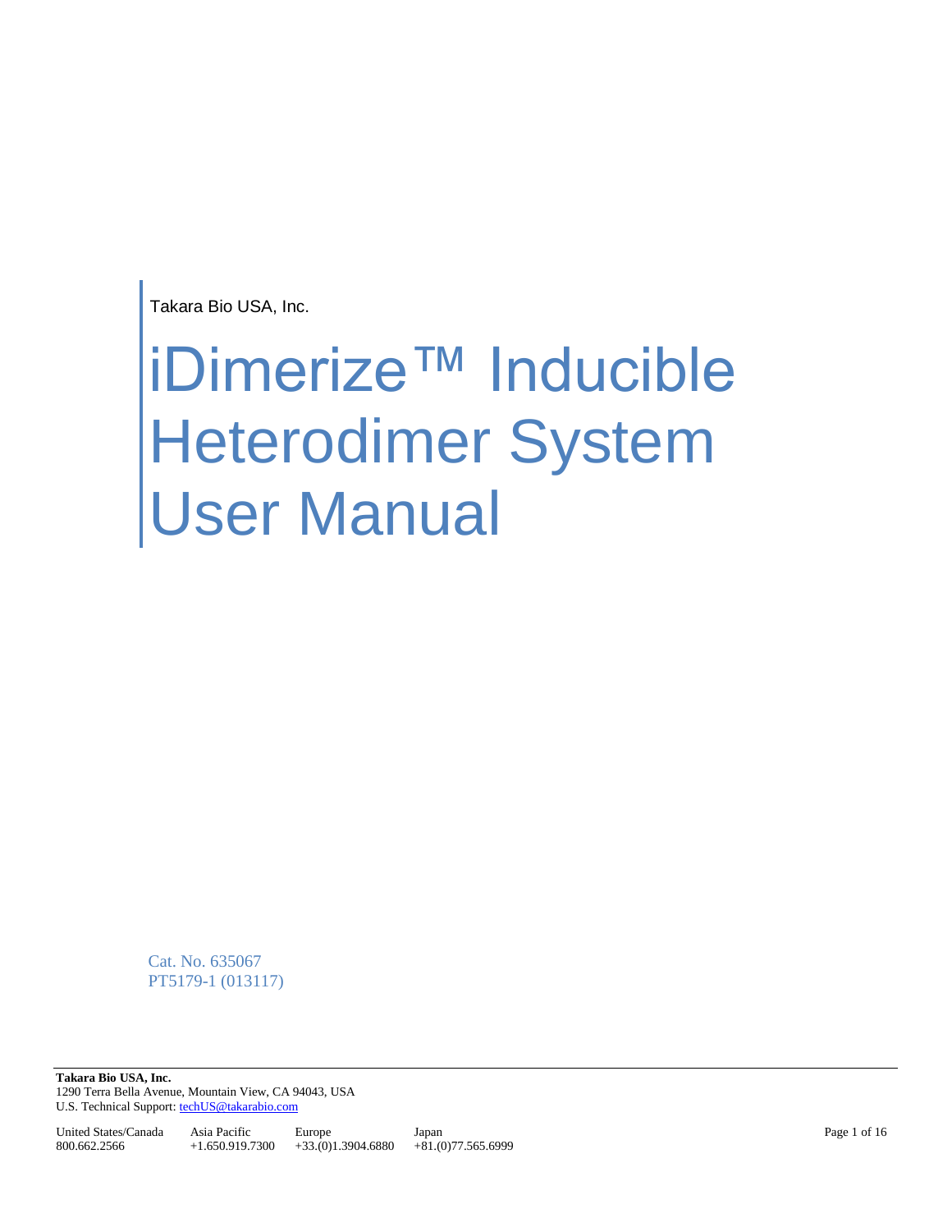Takara Bio USA, Inc.

# iDimerize™ Inducible Heterodimer System User Manual

Cat. No. 635067
PT5179-1 (013117)

**Takara Bio USA, Inc.**
1290 Terra Bella Avenue, Mountain View, CA 94043, USA
U.S. Technical Support: techUS@takarabio.com

| United States/Canada | Asia Pacific | Europe | Japan |
|---|---|---|---|
| 800.662.2566 | +1.650.919.7300 | +33.(0)1.3904.6880 | +81.(0)77.565.6999 |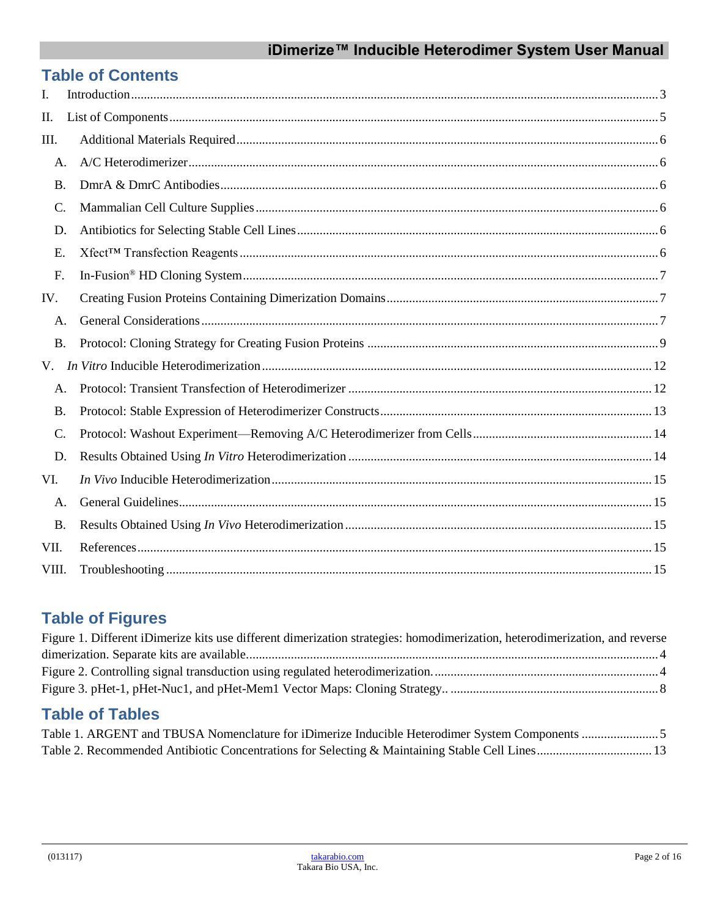## Table of Contents

I. Introduction ........ 3

II. List of Components ........ 5

III. Additional Materials Required ........ 6

- A. A/C Heterodimerizer ........ 6
- B. DmrA & DmrC Antibodies ........ 6
- C. Mammalian Cell Culture Supplies ........ 6
- D. Antibiotics for Selecting Stable Cell Lines ........ 6
- E. Xfect™ Transfection Reagents ........ 6
- F. In-Fusion® HD Cloning System ........ 7

IV. Creating Fusion Proteins Containing Dimerization Domains ........ 7

- A. General Considerations ........ 7
- B. Protocol: Cloning Strategy for Creating Fusion Proteins ........ 9

V. *In Vitro* Inducible Heterodimerization ........ 12

- A. Protocol: Transient Transfection of Heterodimerizer ........ 12
- B. Protocol: Stable Expression of Heterodimerizer Constructs ........ 13
- C. Protocol: Washout Experiment—Removing A/C Heterodimerizer from Cells ........ 14
- D. Results Obtained Using *In Vitro* Heterodimerization ........ 14

VI. *In Vivo* Inducible Heterodimerization ........ 15

- A. General Guidelines ........ 15
- B. Results Obtained Using *In Vivo* Heterodimerization ........ 15

VII. References ........ 15

VIII. Troubleshooting ........ 15

## Table of Figures

Figure 1. Different iDimerize kits use different dimerization strategies: homodimerization, heterodimerization, and reverse dimerization. Separate kits are available. ........ 4

Figure 2. Controlling signal transduction using regulated heterodimerization. ........ 4

Figure 3. pHet-1, pHet-Nuc1, and pHet-Mem1 Vector Maps: Cloning Strategy.. ........ 8

## Table of Tables

Table 1. ARGENT and TBUSA Nomenclature for iDimerize Inducible Heterodimer System Components ........ 5

Table 2. Recommended Antibiotic Concentrations for Selecting & Maintaining Stable Cell Lines ........ 13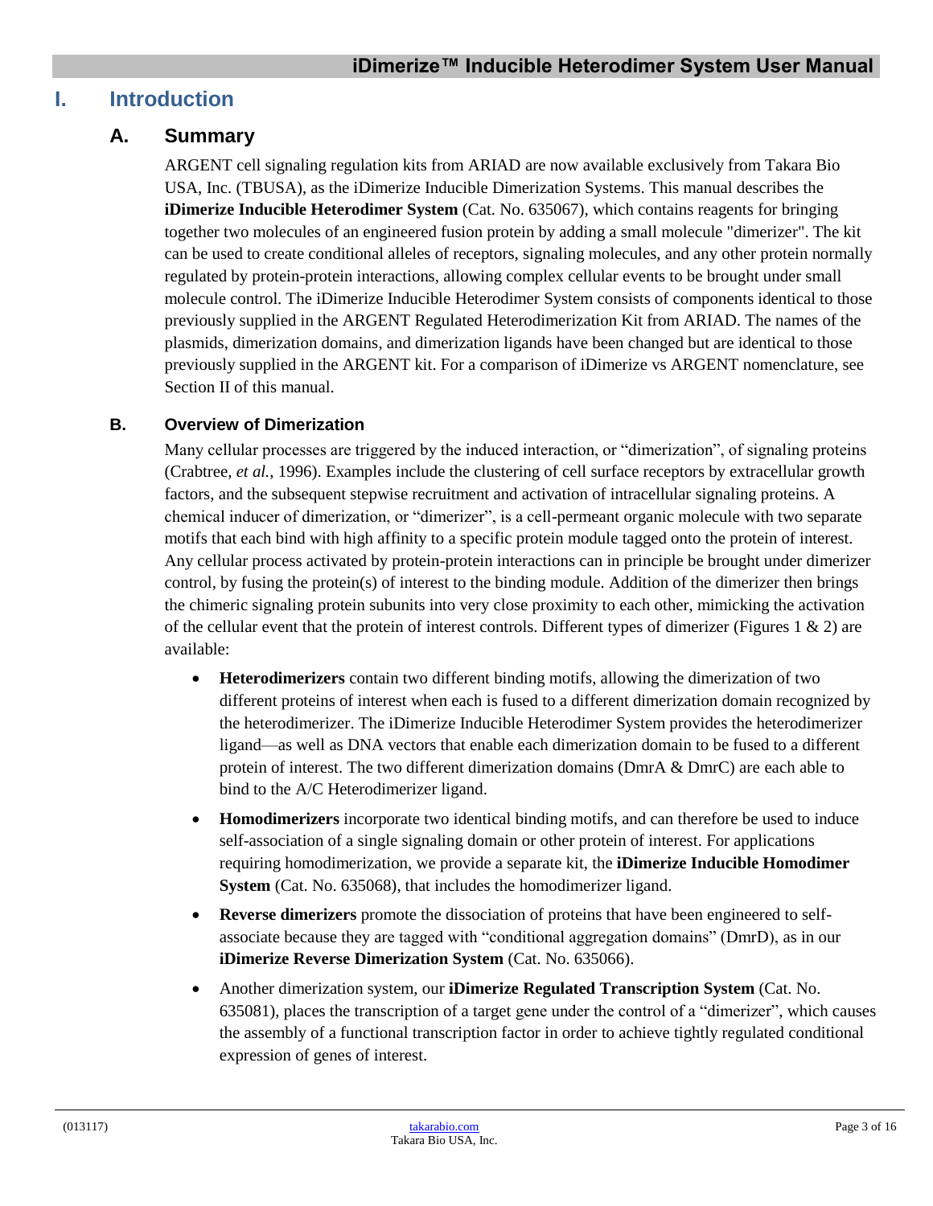# I. Introduction

## A. Summary

ARGENT cell signaling regulation kits from ARIAD are now available exclusively from Takara Bio USA, Inc. (TBUSA), as the iDimerize Inducible Dimerization Systems. This manual describes the **iDimerize Inducible Heterodimer System** (Cat. No. 635067), which contains reagents for bringing together two molecules of an engineered fusion protein by adding a small molecule "dimerizer". The kit can be used to create conditional alleles of receptors, signaling molecules, and any other protein normally regulated by protein-protein interactions, allowing complex cellular events to be brought under small molecule control. The iDimerize Inducible Heterodimer System consists of components identical to those previously supplied in the ARGENT Regulated Heterodimerization Kit from ARIAD. The names of the plasmids, dimerization domains, and dimerization ligands have been changed but are identical to those previously supplied in the ARGENT kit. For a comparison of iDimerize vs ARGENT nomenclature, see Section II of this manual.

### B. Overview of Dimerization

Many cellular processes are triggered by the induced interaction, or "dimerization", of signaling proteins (Crabtree, *et al.*, 1996). Examples include the clustering of cell surface receptors by extracellular growth factors, and the subsequent stepwise recruitment and activation of intracellular signaling proteins. A chemical inducer of dimerization, or "dimerizer", is a cell-permeant organic molecule with two separate motifs that each bind with high affinity to a specific protein module tagged onto the protein of interest. Any cellular process activated by protein-protein interactions can in principle be brought under dimerizer control, by fusing the protein(s) of interest to the binding module. Addition of the dimerizer then brings the chimeric signaling protein subunits into very close proximity to each other, mimicking the activation of the cellular event that the protein of interest controls. Different types of dimerizer (Figures 1 & 2) are available:

- **Heterodimerizers** contain two different binding motifs, allowing the dimerization of two different proteins of interest when each is fused to a different dimerization domain recognized by the heterodimerizer. The iDimerize Inducible Heterodimer System provides the heterodimerizer ligand—as well as DNA vectors that enable each dimerization domain to be fused to a different protein of interest. The two different dimerization domains (DmrA & DmrC) are each able to bind to the A/C Heterodimerizer ligand.
- **Homodimerizers** incorporate two identical binding motifs, and can therefore be used to induce self-association of a single signaling domain or other protein of interest. For applications requiring homodimerization, we provide a separate kit, the **iDimerize Inducible Homodimer System** (Cat. No. 635068), that includes the homodimerizer ligand.
- **Reverse dimerizers** promote the dissociation of proteins that have been engineered to self-associate because they are tagged with "conditional aggregation domains" (DmrD), as in our **iDimerize Reverse Dimerization System** (Cat. No. 635066).
- Another dimerization system, our **iDimerize Regulated Transcription System** (Cat. No. 635081), places the transcription of a target gene under the control of a "dimerizer", which causes the assembly of a functional transcription factor in order to achieve tightly regulated conditional expression of genes of interest.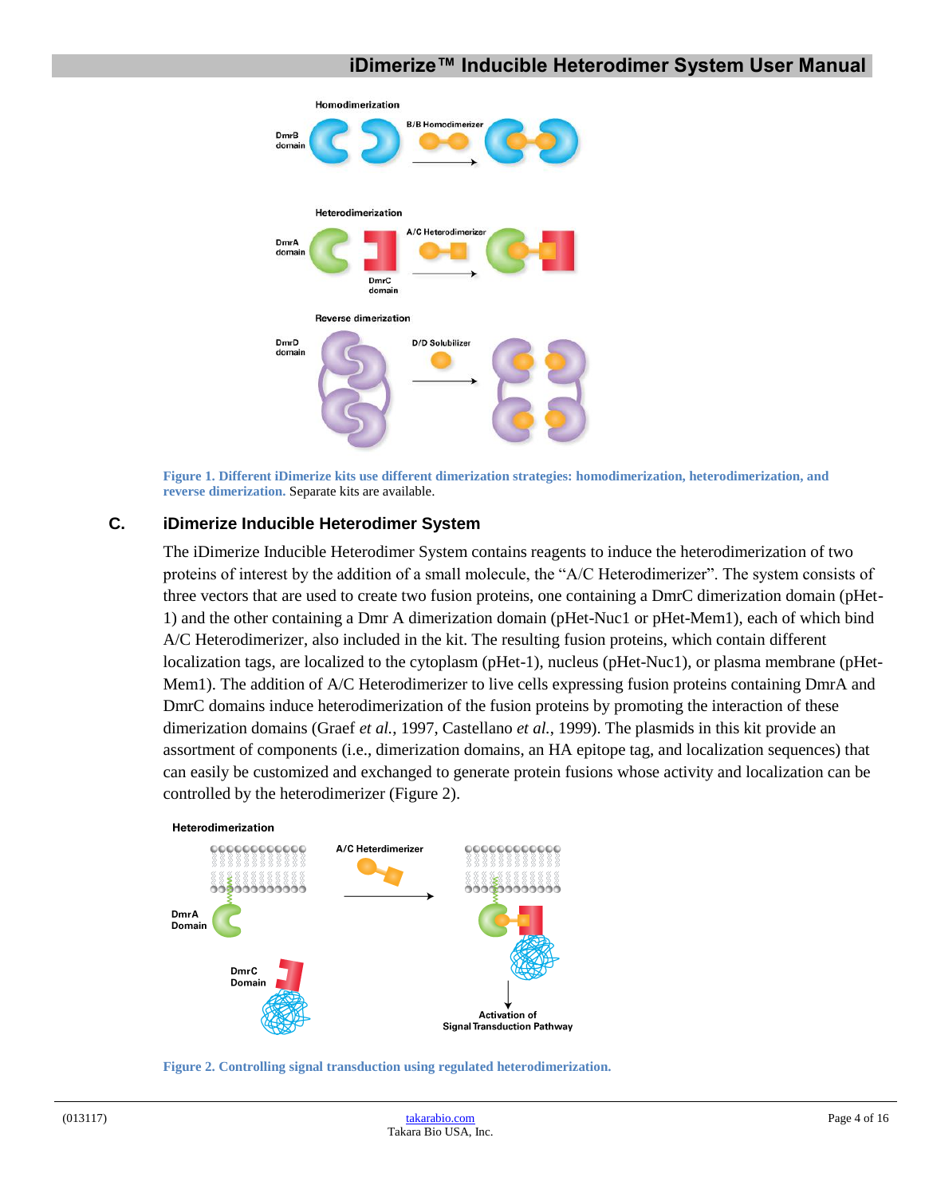**Figure 1. Different iDimerize kits use different dimerization strategies: homodimerization, heterodimerization, and reverse dimerization.** Separate kits are available.

## C. iDimerize Inducible Heterodimer System

The iDimerize Inducible Heterodimer System contains reagents to induce the heterodimerization of two proteins of interest by the addition of a small molecule, the "A/C Heterodimerizer". The system consists of three vectors that are used to create two fusion proteins, one containing a DmrC dimerization domain (pHet-1) and the other containing a Dmr A dimerization domain (pHet-Nuc1 or pHet-Mem1), each of which bind A/C Heterodimerizer, also included in the kit. The resulting fusion proteins, which contain different localization tags, are localized to the cytoplasm (pHet-1), nucleus (pHet-Nuc1), or plasma membrane (pHet-Mem1). The addition of A/C Heterodimerizer to live cells expressing fusion proteins containing DmrA and DmrC domains induce heterodimerization of the fusion proteins by promoting the interaction of these dimerization domains (Graef *et al.*, 1997, Castellano *et al.*, 1999). The plasmids in this kit provide an assortment of components (i.e., dimerization domains, an HA epitope tag, and localization sequences) that can easily be customized and exchanged to generate protein fusions whose activity and localization can be controlled by the heterodimerizer (Figure 2).

**Figure 2. Controlling signal transduction using regulated heterodimerization.**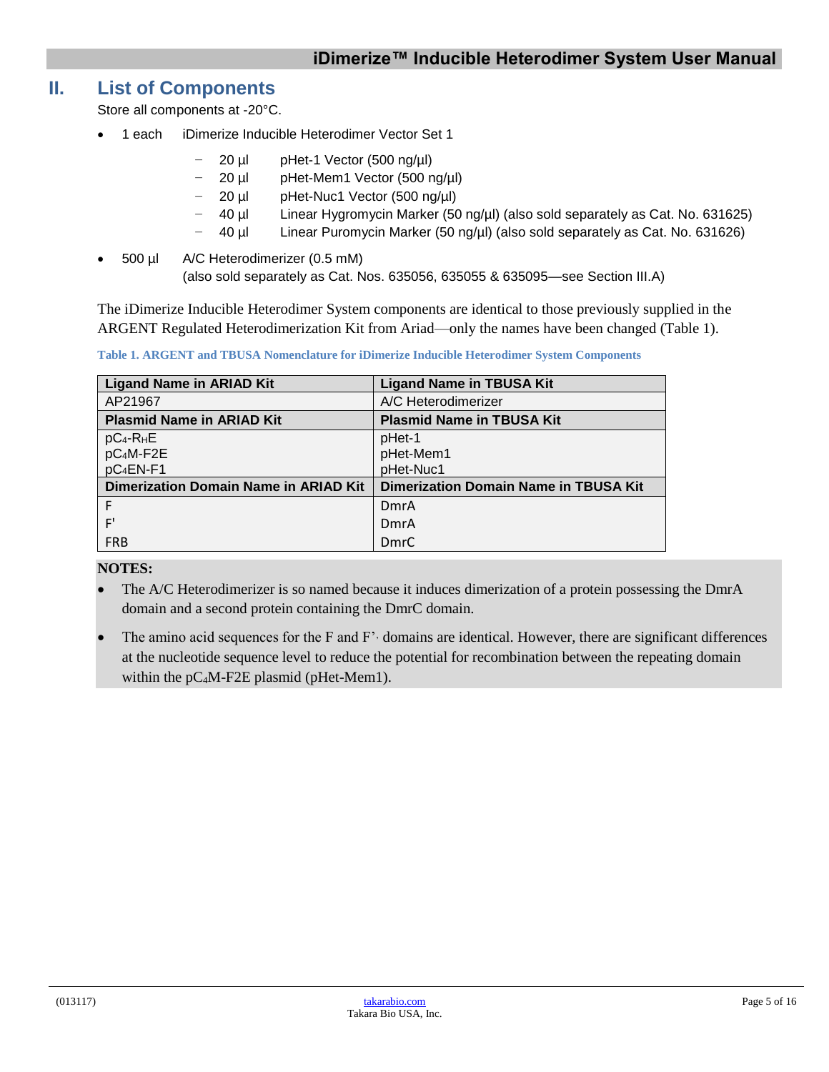## II. List of Components

Store all components at -20°C.

- 1 each iDimerize Inducible Heterodimer Vector Set 1
  - 20 µl pHet-1 Vector (500 ng/µl)
  - 20 µl pHet-Mem1 Vector (500 ng/µl)
  - 20 µl pHet-Nuc1 Vector (500 ng/µl)
  - 40 µl Linear Hygromycin Marker (50 ng/µl) (also sold separately as Cat. No. 631625)
  - 40 µl Linear Puromycin Marker (50 ng/µl) (also sold separately as Cat. No. 631626)
- 500 µl A/C Heterodimerizer (0.5 mM)
  (also sold separately as Cat. Nos. 635056, 635055 & 635095—see Section III.A)

The iDimerize Inducible Heterodimer System components are identical to those previously supplied in the ARGENT Regulated Heterodimerization Kit from Ariad—only the names have been changed (Table 1).

**Table 1. ARGENT and TBUSA Nomenclature for iDimerize Inducible Heterodimer System Components**

| Ligand Name in ARIAD Kit | Ligand Name in TBUSA Kit |
|---|---|
| AP21967 | A/C Heterodimerizer |
| **Plasmid Name in ARIAD Kit** | **Plasmid Name in TBUSA Kit** |
| $pC_4$-$R_HE$<br>$pC_4$M-F2E<br>$pC_4$EN-F1 | pHet-1<br>pHet-Mem1<br>pHet-Nuc1 |
| **Dimerization Domain Name in ARIAD Kit** | **Dimerization Domain Name in TBUSA Kit** |
| F | DmrA |
| F' | DmrA |
| FRB | DmrC |

**NOTES:**

- The A/C Heterodimerizer is so named because it induces dimerization of a protein possessing the DmrA domain and a second protein containing the DmrC domain.
- The amino acid sequences for the F and F'· domains are identical. However, there are significant differences at the nucleotide sequence level to reduce the potential for recombination between the repeating domain within the $pC_4$M-F2E plasmid (pHet-Mem1).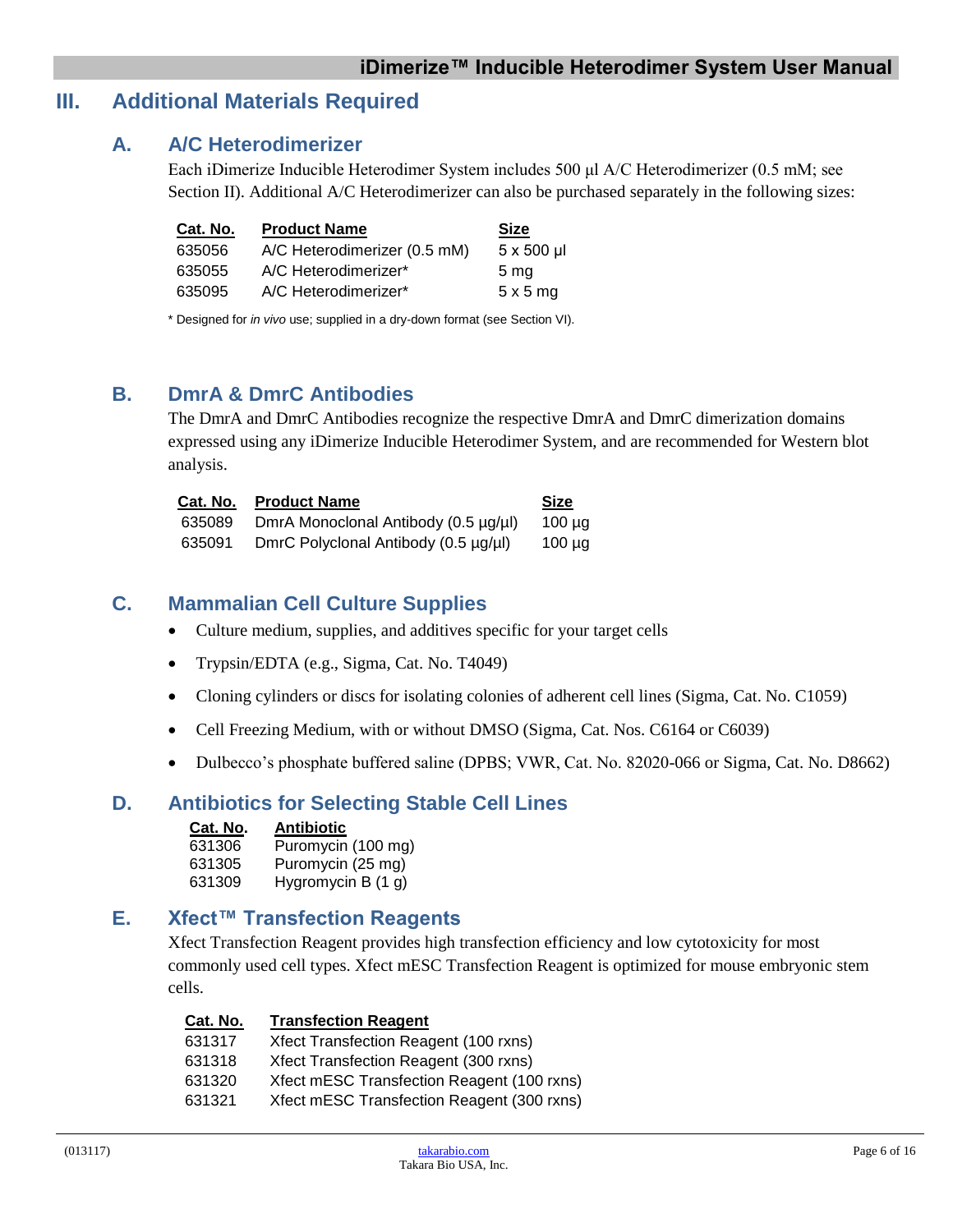# III. Additional Materials Required

## A. A/C Heterodimerizer

Each iDimerize Inducible Heterodimer System includes 500 µl A/C Heterodimerizer (0.5 mM; see Section II). Additional A/C Heterodimerizer can also be purchased separately in the following sizes:

| Cat. No. | Product Name | Size |
|---|---|---|
| 635056 | A/C Heterodimerizer (0.5 mM) | 5 x 500 µl |
| 635055 | A/C Heterodimerizer* | 5 mg |
| 635095 | A/C Heterodimerizer* | 5 x 5 mg |

* Designed for *in vivo* use; supplied in a dry-down format (see Section VI).

## B. DmrA & DmrC Antibodies

The DmrA and DmrC Antibodies recognize the respective DmrA and DmrC dimerization domains expressed using any iDimerize Inducible Heterodimer System, and are recommended for Western blot analysis.

| Cat. No. | Product Name | Size |
|---|---|---|
| 635089 | DmrA Monoclonal Antibody (0.5 µg/µl) | 100 µg |
| 635091 | DmrC Polyclonal Antibody (0.5 µg/µl) | 100 µg |

## C. Mammalian Cell Culture Supplies

- Culture medium, supplies, and additives specific for your target cells
- Trypsin/EDTA (e.g., Sigma, Cat. No. T4049)
- Cloning cylinders or discs for isolating colonies of adherent cell lines (Sigma, Cat. No. C1059)
- Cell Freezing Medium, with or without DMSO (Sigma, Cat. Nos. C6164 or C6039)
- Dulbecco's phosphate buffered saline (DPBS; VWR, Cat. No. 82020-066 or Sigma, Cat. No. D8662)

## D. Antibiotics for Selecting Stable Cell Lines

| Cat. No. | Antibiotic |
|---|---|
| 631306 | Puromycin (100 mg) |
| 631305 | Puromycin (25 mg) |
| 631309 | Hygromycin B (1 g) |

## E. Xfect™ Transfection Reagents

Xfect Transfection Reagent provides high transfection efficiency and low cytotoxicity for most commonly used cell types. Xfect mESC Transfection Reagent is optimized for mouse embryonic stem cells.

| Cat. No. | Transfection Reagent |
|---|---|
| 631317 | Xfect Transfection Reagent (100 rxns) |
| 631318 | Xfect Transfection Reagent (300 rxns) |
| 631320 | Xfect mESC Transfection Reagent (100 rxns) |
| 631321 | Xfect mESC Transfection Reagent (300 rxns) |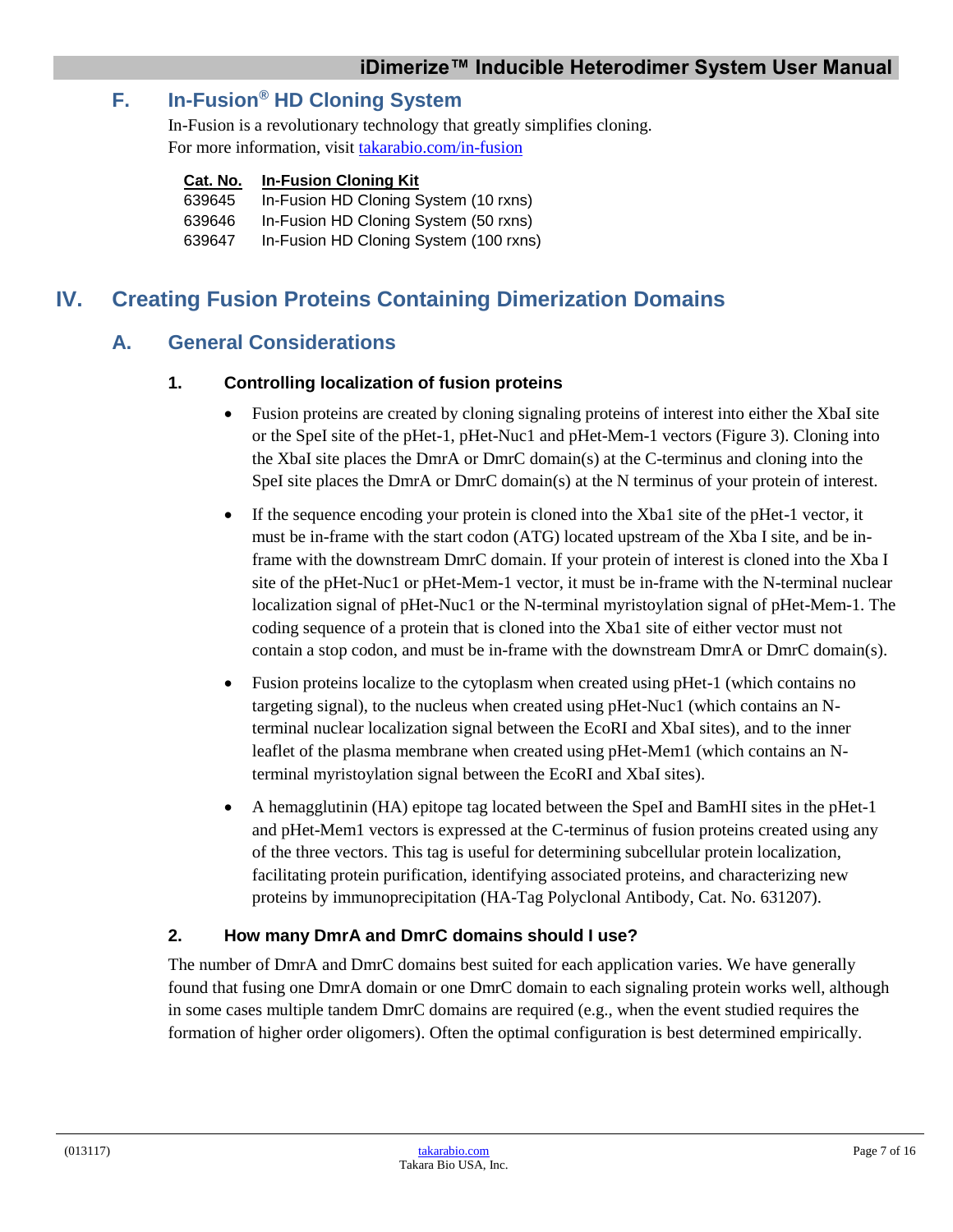## F. In-Fusion® HD Cloning System

In-Fusion is a revolutionary technology that greatly simplifies cloning.
For more information, visit takarabio.com/in-fusion

| Cat. No. | In-Fusion Cloning Kit |
|---|---|
| 639645 | In-Fusion HD Cloning System (10 rxns) |
| 639646 | In-Fusion HD Cloning System (50 rxns) |
| 639647 | In-Fusion HD Cloning System (100 rxns) |

# IV. Creating Fusion Proteins Containing Dimerization Domains

## A. General Considerations

### 1. Controlling localization of fusion proteins

- Fusion proteins are created by cloning signaling proteins of interest into either the XbaI site or the SpeI site of the pHet-1, pHet-Nuc1 and pHet-Mem-1 vectors (Figure 3). Cloning into the XbaI site places the DmrA or DmrC domain(s) at the C-terminus and cloning into the SpeI site places the DmrA or DmrC domain(s) at the N terminus of your protein of interest.
- If the sequence encoding your protein is cloned into the Xba1 site of the pHet-1 vector, it must be in-frame with the start codon (ATG) located upstream of the Xba I site, and be in-frame with the downstream DmrC domain. If your protein of interest is cloned into the Xba I site of the pHet-Nuc1 or pHet-Mem-1 vector, it must be in-frame with the N-terminal nuclear localization signal of pHet-Nuc1 or the N-terminal myristoylation signal of pHet-Mem-1. The coding sequence of a protein that is cloned into the Xba1 site of either vector must not contain a stop codon, and must be in-frame with the downstream DmrA or DmrC domain(s).
- Fusion proteins localize to the cytoplasm when created using pHet-1 (which contains no targeting signal), to the nucleus when created using pHet-Nuc1 (which contains an N-terminal nuclear localization signal between the EcoRI and XbaI sites), and to the inner leaflet of the plasma membrane when created using pHet-Mem1 (which contains an N-terminal myristoylation signal between the EcoRI and XbaI sites).
- A hemagglutinin (HA) epitope tag located between the SpeI and BamHI sites in the pHet-1 and pHet-Mem1 vectors is expressed at the C-terminus of fusion proteins created using any of the three vectors. This tag is useful for determining subcellular protein localization, facilitating protein purification, identifying associated proteins, and characterizing new proteins by immunoprecipitation (HA-Tag Polyclonal Antibody, Cat. No. 631207).

### 2. How many DmrA and DmrC domains should I use?

The number of DmrA and DmrC domains best suited for each application varies. We have generally found that fusing one DmrA domain or one DmrC domain to each signaling protein works well, although in some cases multiple tandem DmrC domains are required (e.g., when the event studied requires the formation of higher order oligomers). Often the optimal configuration is best determined empirically.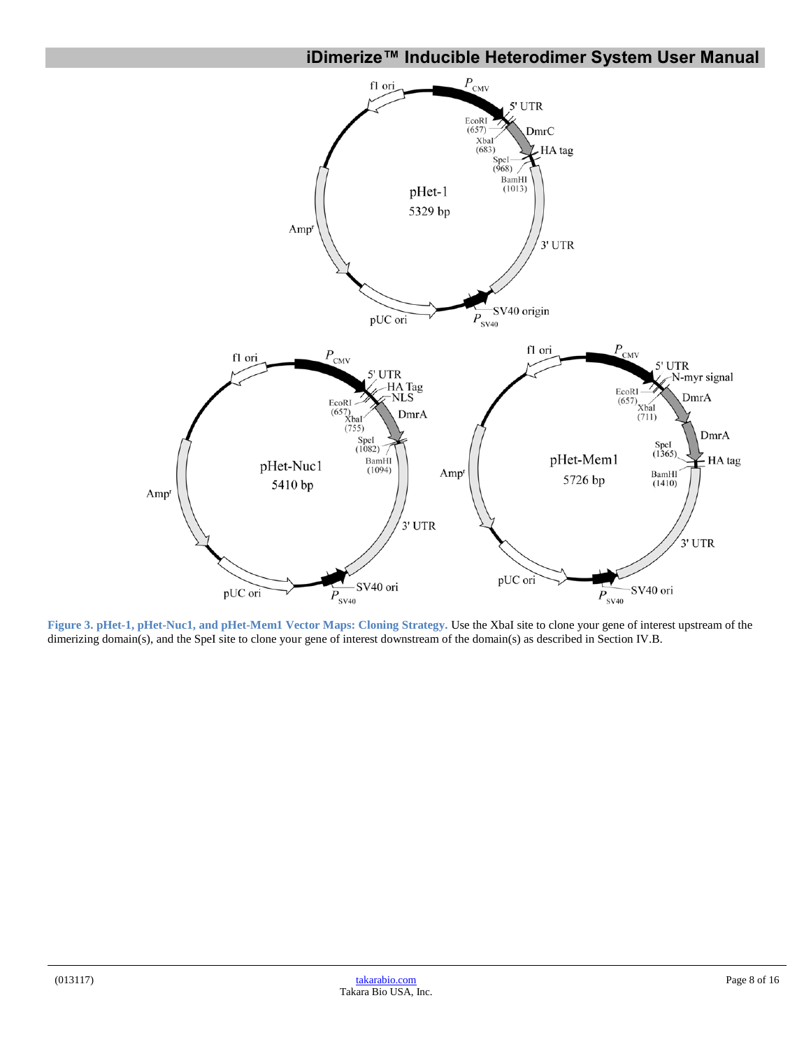**Figure 3. pHet-1, pHet-Nuc1, and pHet-Mem1 Vector Maps: Cloning Strategy.** Use the XbaI site to clone your gene of interest upstream of the dimerizing domain(s), and the SpeI site to clone your gene of interest downstream of the domain(s) as described in Section IV.B.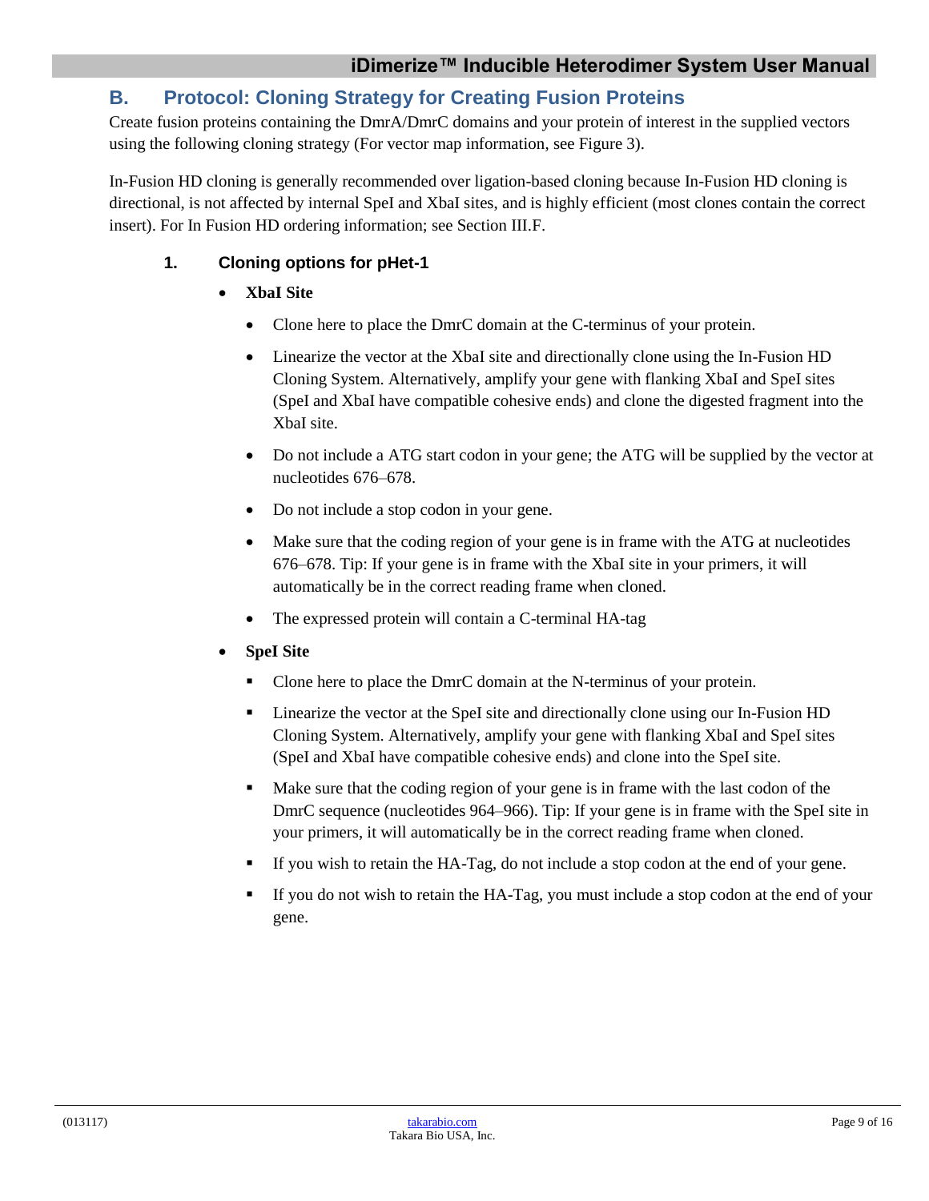## B. Protocol: Cloning Strategy for Creating Fusion Proteins

Create fusion proteins containing the DmrA/DmrC domains and your protein of interest in the supplied vectors using the following cloning strategy (For vector map information, see Figure 3).

In-Fusion HD cloning is generally recommended over ligation-based cloning because In-Fusion HD cloning is directional, is not affected by internal SpeI and XbaI sites, and is highly efficient (most clones contain the correct insert). For In Fusion HD ordering information; see Section III.F.

### 1. Cloning options for pHet-1

- **XbaI Site**
  - Clone here to place the DmrC domain at the C-terminus of your protein.
  - Linearize the vector at the XbaI site and directionally clone using the In-Fusion HD Cloning System. Alternatively, amplify your gene with flanking XbaI and SpeI sites (SpeI and XbaI have compatible cohesive ends) and clone the digested fragment into the XbaI site.
  - Do not include a ATG start codon in your gene; the ATG will be supplied by the vector at nucleotides 676–678.
  - Do not include a stop codon in your gene.
  - Make sure that the coding region of your gene is in frame with the ATG at nucleotides 676–678. Tip: If your gene is in frame with the XbaI site in your primers, it will automatically be in the correct reading frame when cloned.
  - The expressed protein will contain a C-terminal HA-tag
- **SpeI Site**
  - Clone here to place the DmrC domain at the N-terminus of your protein.
  - Linearize the vector at the SpeI site and directionally clone using our In-Fusion HD Cloning System. Alternatively, amplify your gene with flanking XbaI and SpeI sites (SpeI and XbaI have compatible cohesive ends) and clone into the SpeI site.
  - Make sure that the coding region of your gene is in frame with the last codon of the DmrC sequence (nucleotides 964–966). Tip: If your gene is in frame with the SpeI site in your primers, it will automatically be in the correct reading frame when cloned.
  - If you wish to retain the HA-Tag, do not include a stop codon at the end of your gene.
  - If you do not wish to retain the HA-Tag, you must include a stop codon at the end of your gene.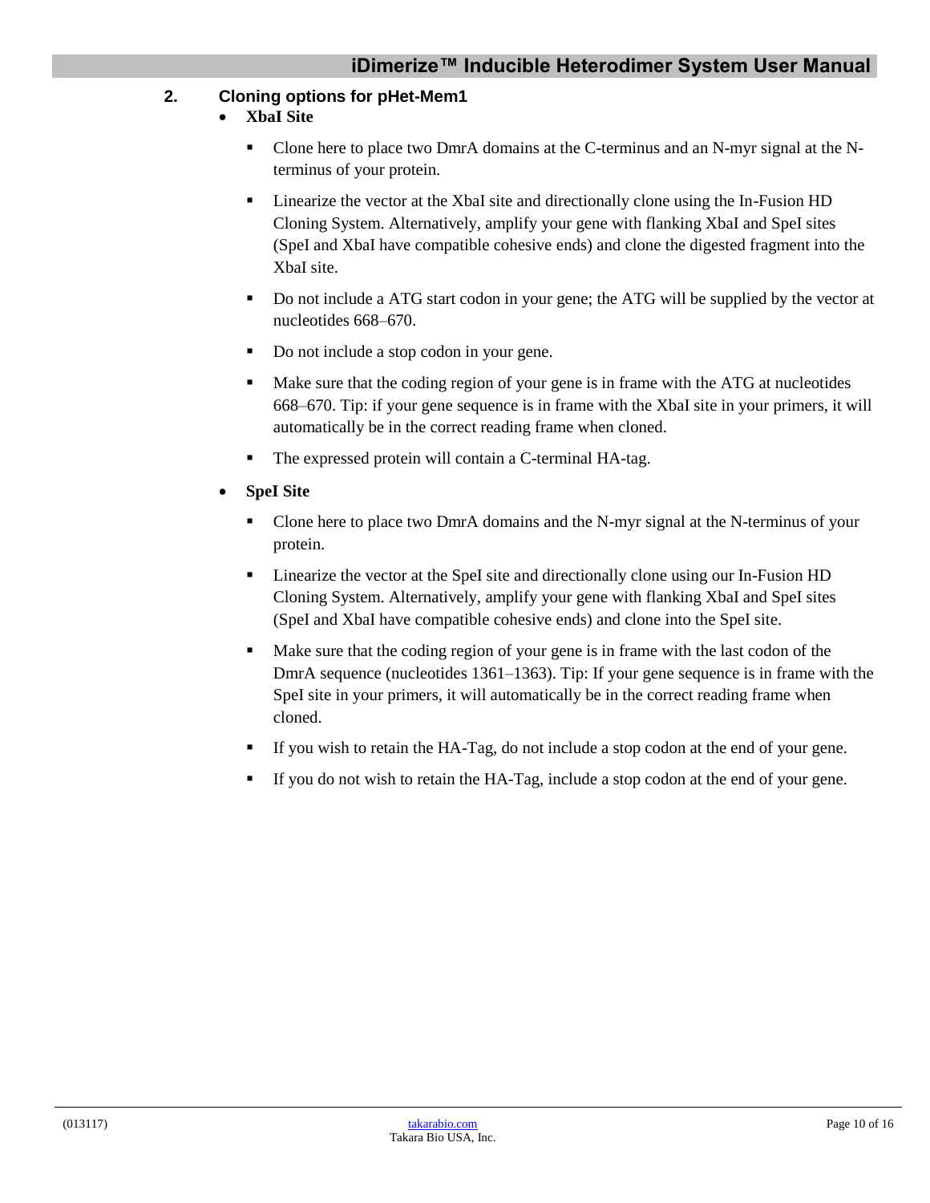## 2. Cloning options for pHet-Mem1

- **XbaI Site**
  - Clone here to place two DmrA domains at the C-terminus and an N-myr signal at the N-terminus of your protein.
  - Linearize the vector at the XbaI site and directionally clone using the In-Fusion HD Cloning System. Alternatively, amplify your gene with flanking XbaI and SpeI sites (SpeI and XbaI have compatible cohesive ends) and clone the digested fragment into the XbaI site.
  - Do not include a ATG start codon in your gene; the ATG will be supplied by the vector at nucleotides 668–670.
  - Do not include a stop codon in your gene.
  - Make sure that the coding region of your gene is in frame with the ATG at nucleotides 668–670. Tip: if your gene sequence is in frame with the XbaI site in your primers, it will automatically be in the correct reading frame when cloned.
  - The expressed protein will contain a C-terminal HA-tag.
- **SpeI Site**
  - Clone here to place two DmrA domains and the N-myr signal at the N-terminus of your protein.
  - Linearize the vector at the SpeI site and directionally clone using our In-Fusion HD Cloning System. Alternatively, amplify your gene with flanking XbaI and SpeI sites (SpeI and XbaI have compatible cohesive ends) and clone into the SpeI site.
  - Make sure that the coding region of your gene is in frame with the last codon of the DmrA sequence (nucleotides 1361–1363). Tip: If your gene sequence is in frame with the SpeI site in your primers, it will automatically be in the correct reading frame when cloned.
  - If you wish to retain the HA-Tag, do not include a stop codon at the end of your gene.
  - If you do not wish to retain the HA-Tag, include a stop codon at the end of your gene.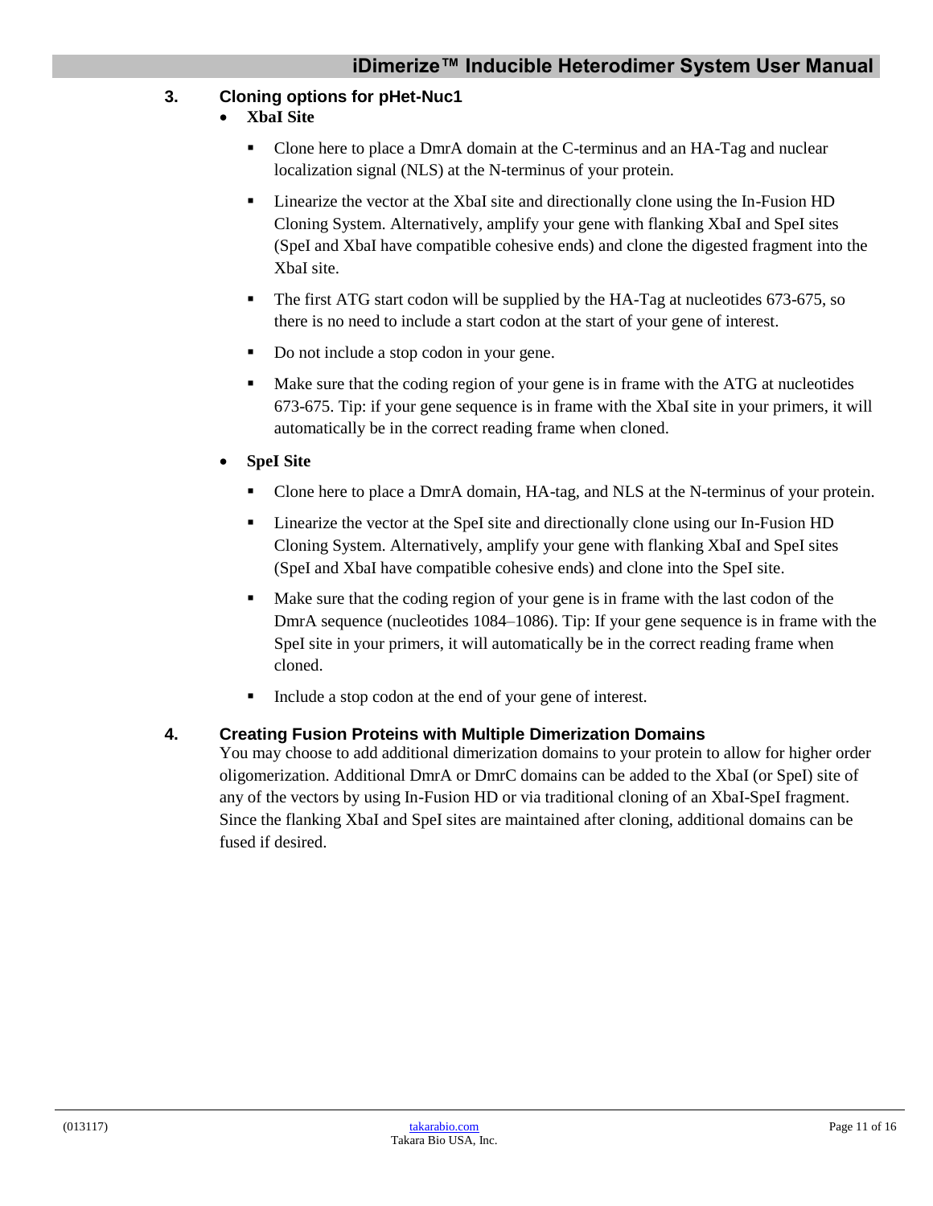### 3. Cloning options for pHet-Nuc1

- **XbaI Site**
  - Clone here to place a DmrA domain at the C-terminus and an HA-Tag and nuclear localization signal (NLS) at the N-terminus of your protein.
  - Linearize the vector at the XbaI site and directionally clone using the In-Fusion HD Cloning System. Alternatively, amplify your gene with flanking XbaI and SpeI sites (SpeI and XbaI have compatible cohesive ends) and clone the digested fragment into the XbaI site.
  - The first ATG start codon will be supplied by the HA-Tag at nucleotides 673-675, so there is no need to include a start codon at the start of your gene of interest.
  - Do not include a stop codon in your gene.
  - Make sure that the coding region of your gene is in frame with the ATG at nucleotides 673-675. Tip: if your gene sequence is in frame with the XbaI site in your primers, it will automatically be in the correct reading frame when cloned.
- **SpeI Site**
  - Clone here to place a DmrA domain, HA-tag, and NLS at the N-terminus of your protein.
  - Linearize the vector at the SpeI site and directionally clone using our In-Fusion HD Cloning System. Alternatively, amplify your gene with flanking XbaI and SpeI sites (SpeI and XbaI have compatible cohesive ends) and clone into the SpeI site.
  - Make sure that the coding region of your gene is in frame with the last codon of the DmrA sequence (nucleotides 1084–1086). Tip: If your gene sequence is in frame with the SpeI site in your primers, it will automatically be in the correct reading frame when cloned.
  - Include a stop codon at the end of your gene of interest.

### 4. Creating Fusion Proteins with Multiple Dimerization Domains

You may choose to add additional dimerization domains to your protein to allow for higher order oligomerization. Additional DmrA or DmrC domains can be added to the XbaI (or SpeI) site of any of the vectors by using In-Fusion HD or via traditional cloning of an XbaI-SpeI fragment. Since the flanking XbaI and SpeI sites are maintained after cloning, additional domains can be fused if desired.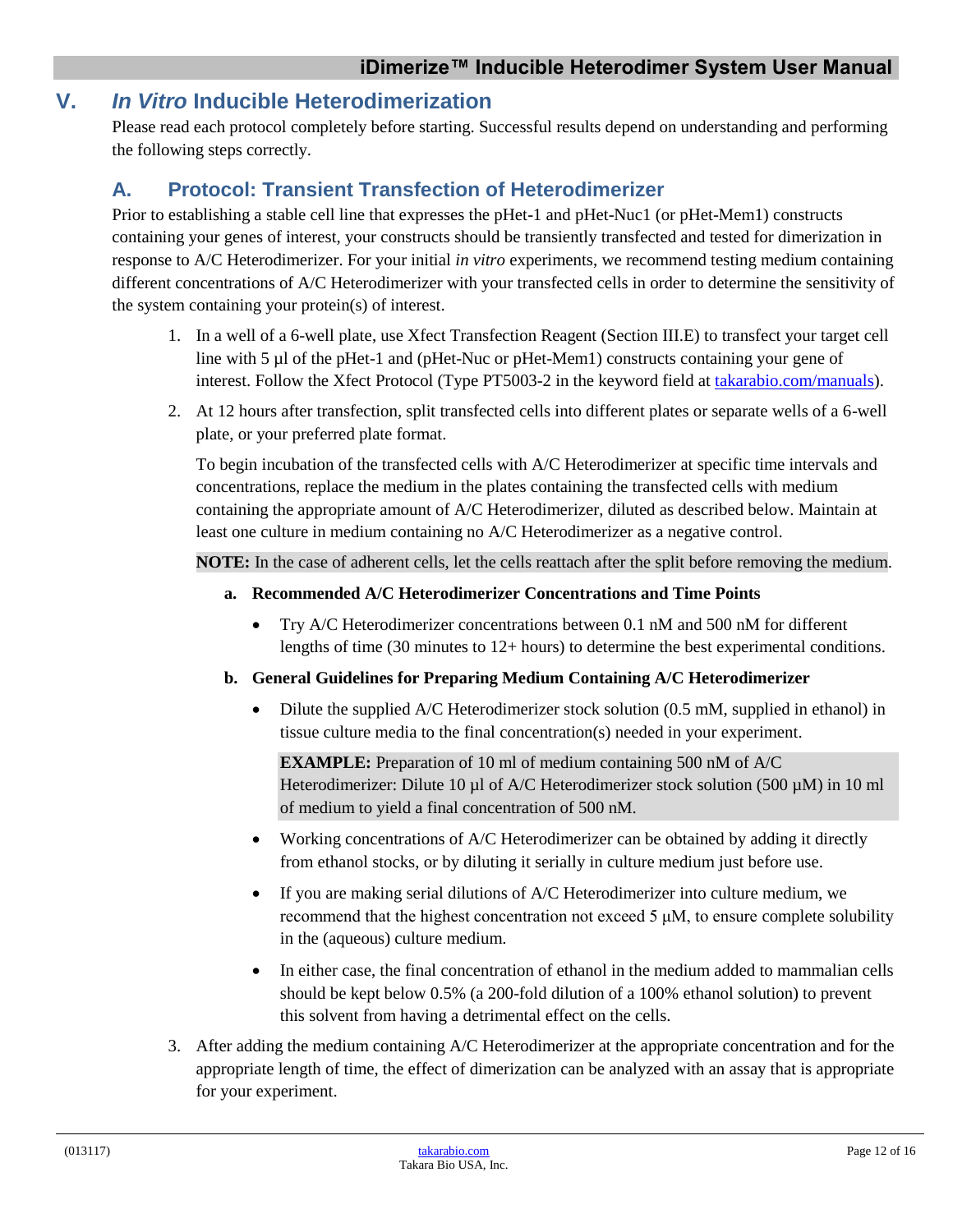## V. *In Vitro* Inducible Heterodimerization

Please read each protocol completely before starting. Successful results depend on understanding and performing the following steps correctly.

### A. Protocol: Transient Transfection of Heterodimerizer

Prior to establishing a stable cell line that expresses the pHet-1 and pHet-Nuc1 (or pHet-Mem1) constructs containing your genes of interest, your constructs should be transiently transfected and tested for dimerization in response to A/C Heterodimerizer. For your initial *in vitro* experiments, we recommend testing medium containing different concentrations of A/C Heterodimerizer with your transfected cells in order to determine the sensitivity of the system containing your protein(s) of interest.

1. In a well of a 6-well plate, use Xfect Transfection Reagent (Section III.E) to transfect your target cell line with 5 µl of the pHet-1 and (pHet-Nuc or pHet-Mem1) constructs containing your gene of interest. Follow the Xfect Protocol (Type PT5003-2 in the keyword field at takarabio.com/manuals).

2. At 12 hours after transfection, split transfected cells into different plates or separate wells of a 6-well plate, or your preferred plate format.

   To begin incubation of the transfected cells with A/C Heterodimerizer at specific time intervals and concentrations, replace the medium in the plates containing the transfected cells with medium containing the appropriate amount of A/C Heterodimerizer, diluted as described below. Maintain at least one culture in medium containing no A/C Heterodimerizer as a negative control.

   **NOTE:** In the case of adherent cells, let the cells reattach after the split before removing the medium.

   a. **Recommended A/C Heterodimerizer Concentrations and Time Points**

      - Try A/C Heterodimerizer concentrations between 0.1 nM and 500 nM for different lengths of time (30 minutes to 12+ hours) to determine the best experimental conditions.

   b. **General Guidelines for Preparing Medium Containing A/C Heterodimerizer**

      - Dilute the supplied A/C Heterodimerizer stock solution (0.5 mM, supplied in ethanol) in tissue culture media to the final concentration(s) needed in your experiment.

        **EXAMPLE:** Preparation of 10 ml of medium containing 500 nM of A/C Heterodimerizer: Dilute 10 µl of A/C Heterodimerizer stock solution (500 µM) in 10 ml of medium to yield a final concentration of 500 nM.

      - Working concentrations of A/C Heterodimerizer can be obtained by adding it directly from ethanol stocks, or by diluting it serially in culture medium just before use.
      - If you are making serial dilutions of A/C Heterodimerizer into culture medium, we recommend that the highest concentration not exceed 5 µM, to ensure complete solubility in the (aqueous) culture medium.
      - In either case, the final concentration of ethanol in the medium added to mammalian cells should be kept below 0.5% (a 200-fold dilution of a 100% ethanol solution) to prevent this solvent from having a detrimental effect on the cells.

3. After adding the medium containing A/C Heterodimerizer at the appropriate concentration and for the appropriate length of time, the effect of dimerization can be analyzed with an assay that is appropriate for your experiment.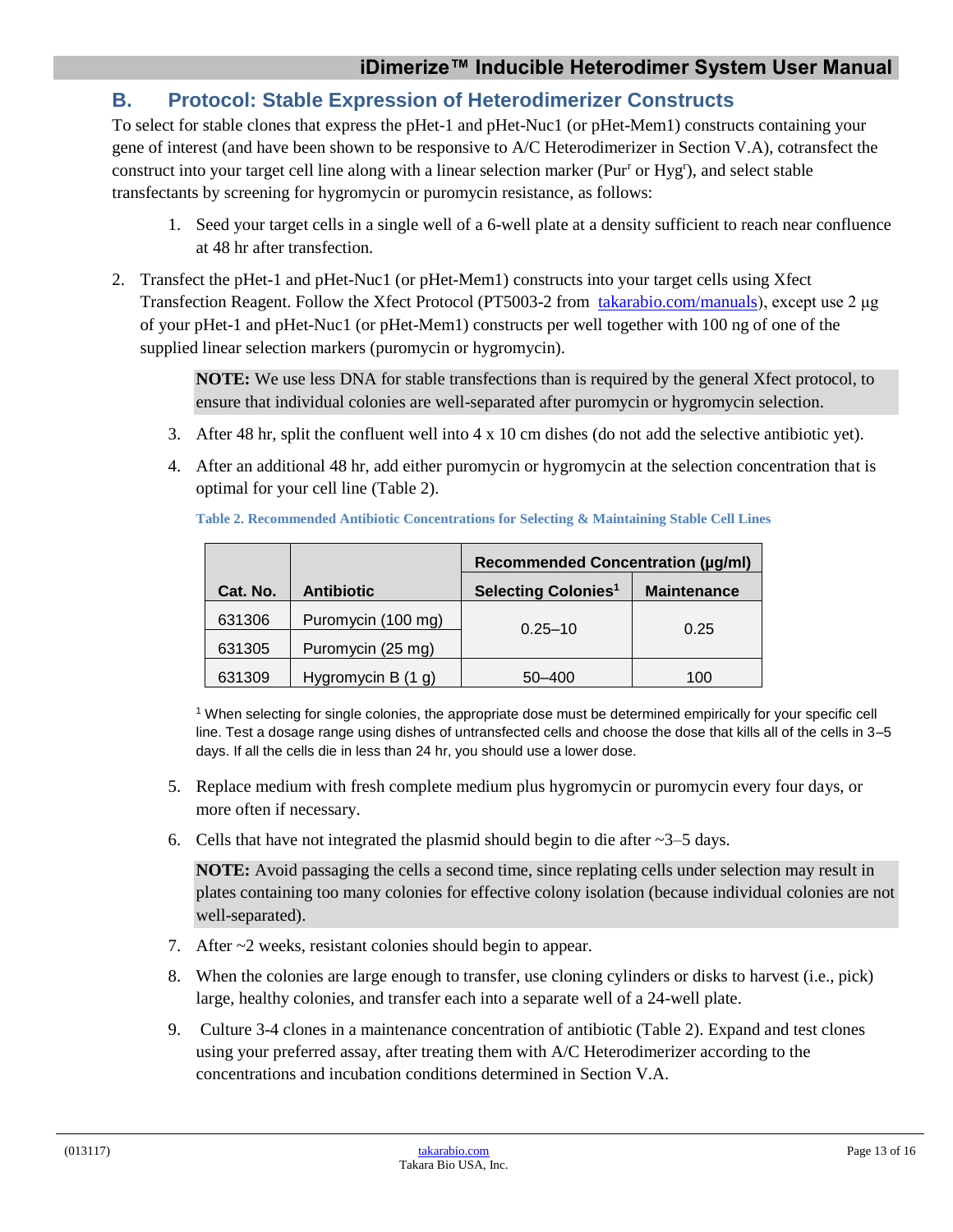## B. Protocol: Stable Expression of Heterodimerizer Constructs

To select for stable clones that express the pHet-1 and pHet-Nuc1 (or pHet-Mem1) constructs containing your gene of interest (and have been shown to be responsive to A/C Heterodimerizer in Section V.A), cotransfect the construct into your target cell line along with a linear selection marker ($Pur^r$ or $Hyg^r$), and select stable transfectants by screening for hygromycin or puromycin resistance, as follows:

1. Seed your target cells in a single well of a 6-well plate at a density sufficient to reach near confluence at 48 hr after transfection.
2. Transfect the pHet-1 and pHet-Nuc1 (or pHet-Mem1) constructs into your target cells using Xfect Transfection Reagent. Follow the Xfect Protocol (PT5003-2 from takarabio.com/manuals), except use 2 µg of your pHet-1 and pHet-Nuc1 (or pHet-Mem1) constructs per well together with 100 ng of one of the supplied linear selection markers (puromycin or hygromycin).

   **NOTE:** We use less DNA for stable transfections than is required by the general Xfect protocol, to ensure that individual colonies are well-separated after puromycin or hygromycin selection.

3. After 48 hr, split the confluent well into 4 x 10 cm dishes (do not add the selective antibiotic yet).
4. After an additional 48 hr, add either puromycin or hygromycin at the selection concentration that is optimal for your cell line (Table 2).

**Table 2. Recommended Antibiotic Concentrations for Selecting & Maintaining Stable Cell Lines**

| Cat. No. | Antibiotic | Recommended Concentration (µg/ml) | |
|---|---|---|---|
| | | Selecting Colonies[1] | Maintenance |
| 631306 | Puromycin (100 mg) | 0.25–10 | 0.25 |
| 631305 | Puromycin (25 mg) | | |
| 631309 | Hygromycin B (1 g) | 50–400 | 100 |

[1] When selecting for single colonies, the appropriate dose must be determined empirically for your specific cell line. Test a dosage range using dishes of untransfected cells and choose the dose that kills all of the cells in 3–5 days. If all the cells die in less than 24 hr, you should use a lower dose.

5. Replace medium with fresh complete medium plus hygromycin or puromycin every four days, or more often if necessary.
6. Cells that have not integrated the plasmid should begin to die after ~3–5 days.

   **NOTE:** Avoid passaging the cells a second time, since replating cells under selection may result in plates containing too many colonies for effective colony isolation (because individual colonies are not well-separated).

7. After ~2 weeks, resistant colonies should begin to appear.
8. When the colonies are large enough to transfer, use cloning cylinders or disks to harvest (i.e., pick) large, healthy colonies, and transfer each into a separate well of a 24-well plate.
9. Culture 3-4 clones in a maintenance concentration of antibiotic (Table 2). Expand and test clones using your preferred assay, after treating them with A/C Heterodimerizer according to the concentrations and incubation conditions determined in Section V.A.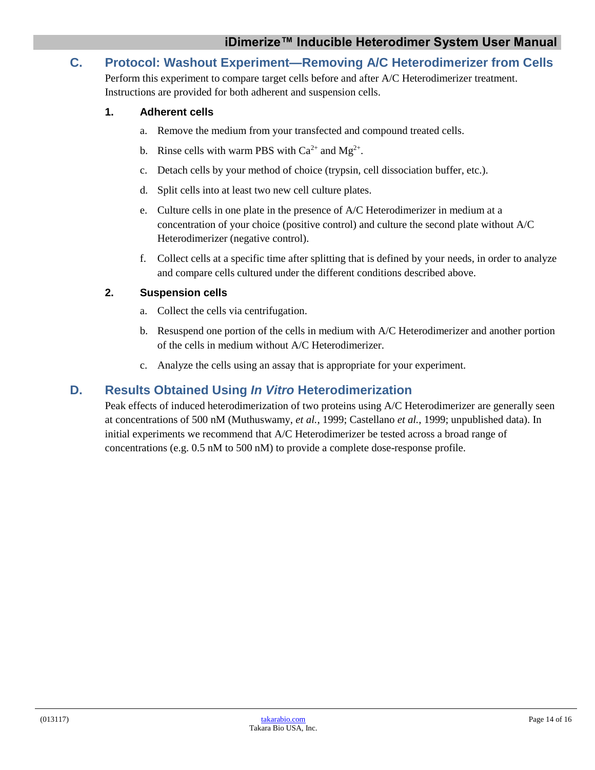## C. Protocol: Washout Experiment—Removing A/C Heterodimerizer from Cells

Perform this experiment to compare target cells before and after A/C Heterodimerizer treatment. Instructions are provided for both adherent and suspension cells.

### 1. Adherent cells

a. Remove the medium from your transfected and compound treated cells.

b. Rinse cells with warm PBS with $Ca^{2+}$ and $Mg^{2+}$.

c. Detach cells by your method of choice (trypsin, cell dissociation buffer, etc.).

d. Split cells into at least two new cell culture plates.

e. Culture cells in one plate in the presence of A/C Heterodimerizer in medium at a concentration of your choice (positive control) and culture the second plate without A/C Heterodimerizer (negative control).

f. Collect cells at a specific time after splitting that is defined by your needs, in order to analyze and compare cells cultured under the different conditions described above.

### 2. Suspension cells

a. Collect the cells via centrifugation.

b. Resuspend one portion of the cells in medium with A/C Heterodimerizer and another portion of the cells in medium without A/C Heterodimerizer.

c. Analyze the cells using an assay that is appropriate for your experiment.

## D. Results Obtained Using *In Vitro* Heterodimerization

Peak effects of induced heterodimerization of two proteins using A/C Heterodimerizer are generally seen at concentrations of 500 nM (Muthuswamy, *et al.*, 1999; Castellano *et al.*, 1999; unpublished data). In initial experiments we recommend that A/C Heterodimerizer be tested across a broad range of concentrations (e.g. 0.5 nM to 500 nM) to provide a complete dose-response profile.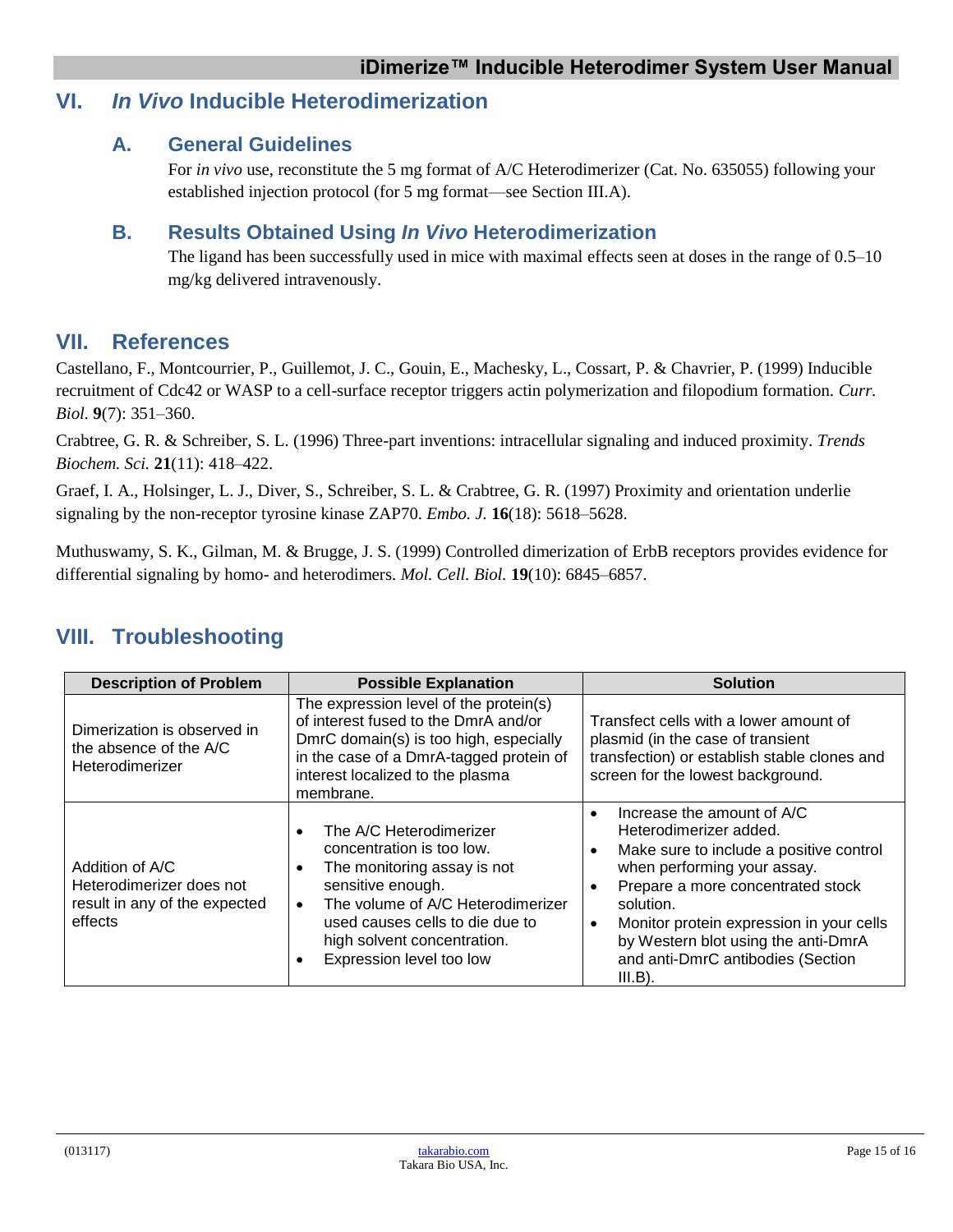## VI. *In Vivo* Inducible Heterodimerization

### A. General Guidelines

For *in vivo* use, reconstitute the 5 mg format of A/C Heterodimerizer (Cat. No. 635055) following your established injection protocol (for 5 mg format—see Section III.A).

### B. Results Obtained Using *In Vivo* Heterodimerization

The ligand has been successfully used in mice with maximal effects seen at doses in the range of 0.5–10 mg/kg delivered intravenously.

## VII. References

Castellano, F., Montcourrier, P., Guillemot, J. C., Gouin, E., Machesky, L., Cossart, P. & Chavrier, P. (1999) Inducible recruitment of Cdc42 or WASP to a cell-surface receptor triggers actin polymerization and filopodium formation. *Curr. Biol.* **9**(7): 351–360.

Crabtree, G. R. & Schreiber, S. L. (1996) Three-part inventions: intracellular signaling and induced proximity. *Trends Biochem. Sci.* **21**(11): 418–422.

Graef, I. A., Holsinger, L. J., Diver, S., Schreiber, S. L. & Crabtree, G. R. (1997) Proximity and orientation underlie signaling by the non-receptor tyrosine kinase ZAP70. *Embo. J.* **16**(18): 5618–5628.

Muthuswamy, S. K., Gilman, M. & Brugge, J. S. (1999) Controlled dimerization of ErbB receptors provides evidence for differential signaling by homo- and heterodimers. *Mol. Cell. Biol.* **19**(10): 6845–6857.

## VIII. Troubleshooting

| Description of Problem | Possible Explanation | Solution |
|---|---|---|
| Dimerization is observed in the absence of the A/C Heterodimerizer | The expression level of the protein(s) of interest fused to the DmrA and/or DmrC domain(s) is too high, especially in the case of a DmrA-tagged protein of interest localized to the plasma membrane. | Transfect cells with a lower amount of plasmid (in the case of transient transfection) or establish stable clones and screen for the lowest background. |
| Addition of A/C Heterodimerizer does not result in any of the expected effects | • The A/C Heterodimerizer concentration is too low.<br>• The monitoring assay is not sensitive enough.<br>• The volume of A/C Heterodimerizer used causes cells to die due to high solvent concentration.<br>• Expression level too low | • Increase the amount of A/C Heterodimerizer added.<br>• Make sure to include a positive control when performing your assay.<br>• Prepare a more concentrated stock solution.<br>• Monitor protein expression in your cells by Western blot using the anti-DmrA and anti-DmrC antibodies (Section III.B). |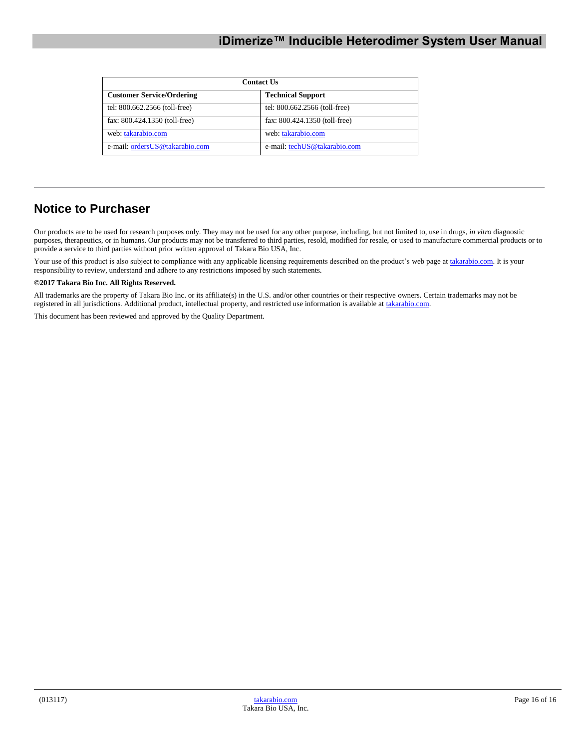| Contact Us | |
|---|---|
| **Customer Service/Ordering** | **Technical Support** |
| tel: 800.662.2566 (toll-free) | tel: 800.662.2566 (toll-free) |
| fax: 800.424.1350 (toll-free) | fax: 800.424.1350 (toll-free) |
| web: takarabio.com | web: takarabio.com |
| e-mail: ordersUS@takarabio.com | e-mail: techUS@takarabio.com |

## Notice to Purchaser

Our products are to be used for research purposes only. They may not be used for any other purpose, including, but not limited to, use in drugs, *in vitro* diagnostic purposes, therapeutics, or in humans. Our products may not be transferred to third parties, resold, modified for resale, or used to manufacture commercial products or to provide a service to third parties without prior written approval of Takara Bio USA, Inc.

Your use of this product is also subject to compliance with any applicable licensing requirements described on the product's web page at takarabio.com. It is your responsibility to review, understand and adhere to any restrictions imposed by such statements.

**©2017 Takara Bio Inc. All Rights Reserved.**

All trademarks are the property of Takara Bio Inc. or its affiliate(s) in the U.S. and/or other countries or their respective owners. Certain trademarks may not be registered in all jurisdictions. Additional product, intellectual property, and restricted use information is available at takarabio.com.

This document has been reviewed and approved by the Quality Department.